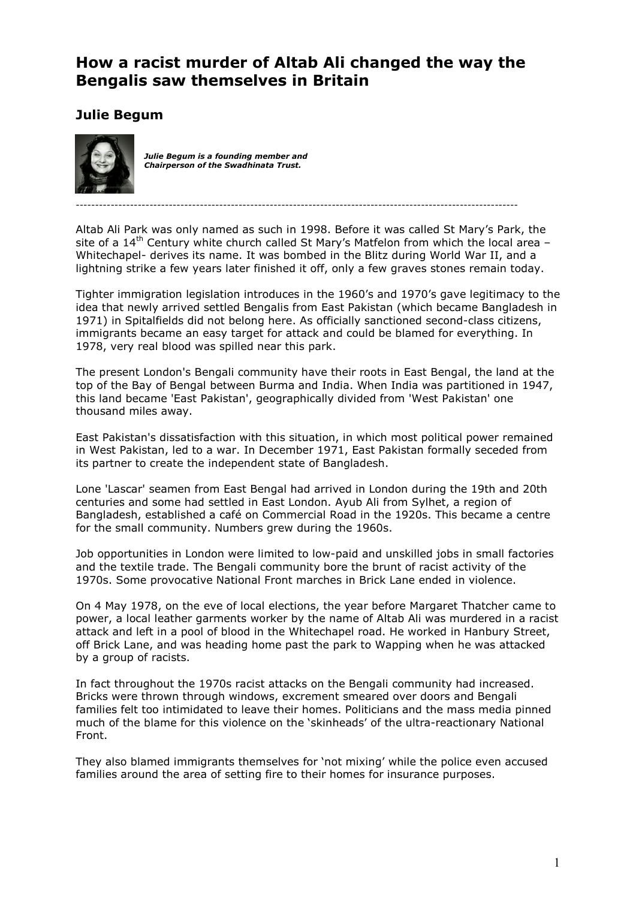# How a racist murder of Altab Ali changed the way the Bengalis saw themselves in Britain

## Julie Begum

***Julie Begum is a founding member and Chairperson of the Swadhinata Trust.***

---

Altab Ali Park was only named as such in 1998. Before it was called St Mary's Park, the site of a 14th Century white church called St Mary's Matfelon from which the local area – Whitechapel- derives its name. It was bombed in the Blitz during World War II, and a lightning strike a few years later finished it off, only a few graves stones remain today.

Tighter immigration legislation introduces in the 1960's and 1970's gave legitimacy to the idea that newly arrived settled Bengalis from East Pakistan (which became Bangladesh in 1971) in Spitalfields did not belong here. As officially sanctioned second-class citizens, immigrants became an easy target for attack and could be blamed for everything. In 1978, very real blood was spilled near this park.

The present London's Bengali community have their roots in East Bengal, the land at the top of the Bay of Bengal between Burma and India. When India was partitioned in 1947, this land became 'East Pakistan', geographically divided from 'West Pakistan' one thousand miles away.

East Pakistan's dissatisfaction with this situation, in which most political power remained in West Pakistan, led to a war. In December 1971, East Pakistan formally seceded from its partner to create the independent state of Bangladesh.

Lone 'Lascar' seamen from East Bengal had arrived in London during the 19th and 20th centuries and some had settled in East London. Ayub Ali from Sylhet, a region of Bangladesh, established a café on Commercial Road in the 1920s. This became a centre for the small community. Numbers grew during the 1960s.

Job opportunities in London were limited to low-paid and unskilled jobs in small factories and the textile trade. The Bengali community bore the brunt of racist activity of the 1970s. Some provocative National Front marches in Brick Lane ended in violence.

On 4 May 1978, on the eve of local elections, the year before Margaret Thatcher came to power, a local leather garments worker by the name of Altab Ali was murdered in a racist attack and left in a pool of blood in the Whitechapel road. He worked in Hanbury Street, off Brick Lane, and was heading home past the park to Wapping when he was attacked by a group of racists.

In fact throughout the 1970s racist attacks on the Bengali community had increased. Bricks were thrown through windows, excrement smeared over doors and Bengali families felt too intimidated to leave their homes. Politicians and the mass media pinned much of the blame for this violence on the 'skinheads' of the ultra-reactionary National Front.

They also blamed immigrants themselves for 'not mixing' while the police even accused families around the area of setting fire to their homes for insurance purposes.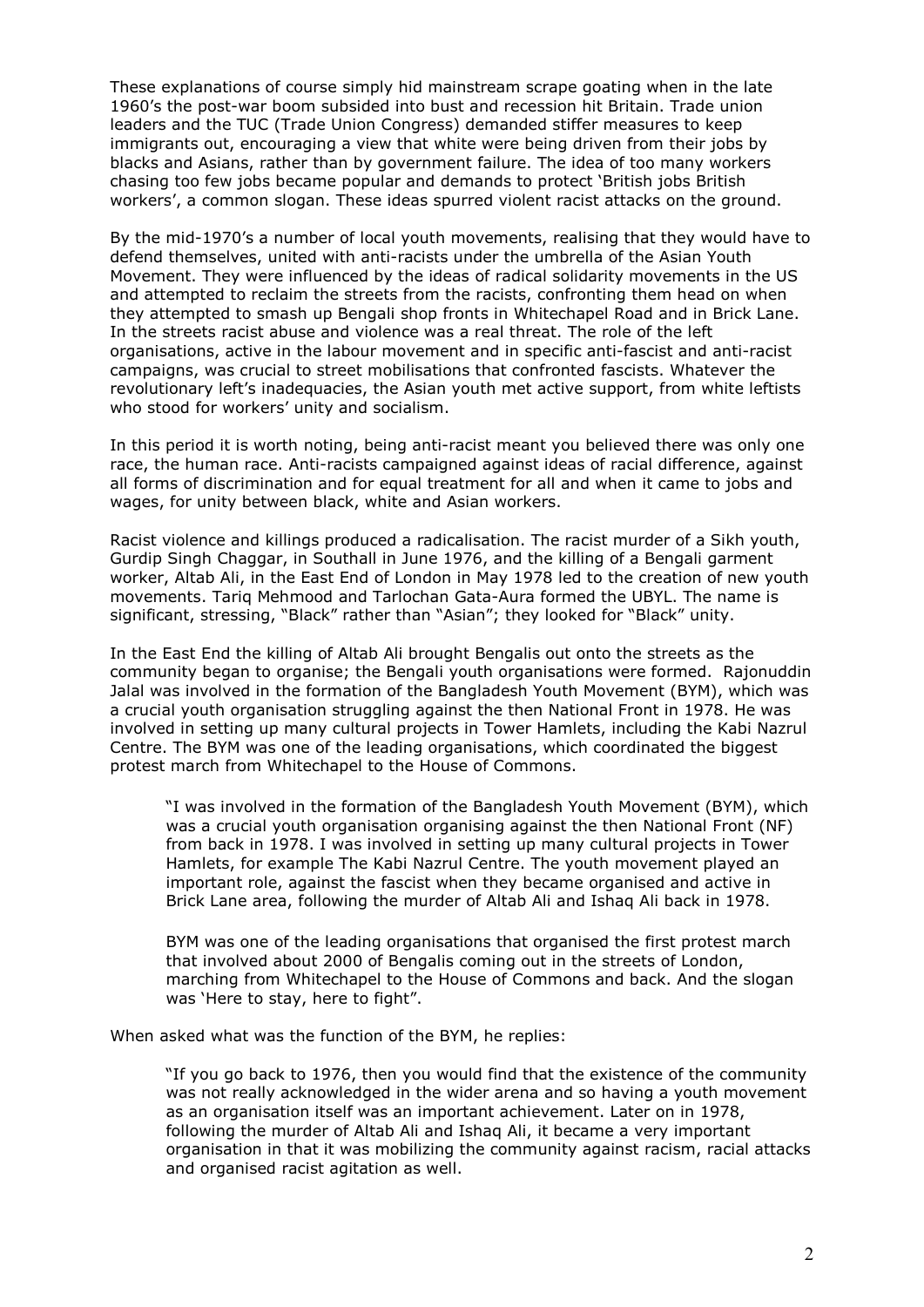These explanations of course simply hid mainstream scrape goating when in the late 1960's the post-war boom subsided into bust and recession hit Britain. Trade union leaders and the TUC (Trade Union Congress) demanded stiffer measures to keep immigrants out, encouraging a view that white were being driven from their jobs by blacks and Asians, rather than by government failure. The idea of too many workers chasing too few jobs became popular and demands to protect 'British jobs British workers', a common slogan. These ideas spurred violent racist attacks on the ground.

By the mid-1970's a number of local youth movements, realising that they would have to defend themselves, united with anti-racists under the umbrella of the Asian Youth Movement. They were influenced by the ideas of radical solidarity movements in the US and attempted to reclaim the streets from the racists, confronting them head on when they attempted to smash up Bengali shop fronts in Whitechapel Road and in Brick Lane. In the streets racist abuse and violence was a real threat. The role of the left organisations, active in the labour movement and in specific anti-fascist and anti-racist campaigns, was crucial to street mobilisations that confronted fascists. Whatever the revolutionary left's inadequacies, the Asian youth met active support, from white leftists who stood for workers' unity and socialism.

In this period it is worth noting, being anti-racist meant you believed there was only one race, the human race. Anti-racists campaigned against ideas of racial difference, against all forms of discrimination and for equal treatment for all and when it came to jobs and wages, for unity between black, white and Asian workers.

Racist violence and killings produced a radicalisation. The racist murder of a Sikh youth, Gurdip Singh Chaggar, in Southall in June 1976, and the killing of a Bengali garment worker, Altab Ali, in the East End of London in May 1978 led to the creation of new youth movements. Tariq Mehmood and Tarlochan Gata-Aura formed the UBYL. The name is significant, stressing, "Black" rather than "Asian"; they looked for "Black" unity.

In the East End the killing of Altab Ali brought Bengalis out onto the streets as the community began to organise; the Bengali youth organisations were formed. Rajonuddin Jalal was involved in the formation of the Bangladesh Youth Movement (BYM), which was a crucial youth organisation struggling against the then National Front in 1978. He was involved in setting up many cultural projects in Tower Hamlets, including the Kabi Nazrul Centre. The BYM was one of the leading organisations, which coordinated the biggest protest march from Whitechapel to the House of Commons.

> "I was involved in the formation of the Bangladesh Youth Movement (BYM), which was a crucial youth organisation organising against the then National Front (NF) from back in 1978. I was involved in setting up many cultural projects in Tower Hamlets, for example The Kabi Nazrul Centre. The youth movement played an important role, against the fascist when they became organised and active in Brick Lane area, following the murder of Altab Ali and Ishaq Ali back in 1978.
>
> BYM was one of the leading organisations that organised the first protest march that involved about 2000 of Bengalis coming out in the streets of London, marching from Whitechapel to the House of Commons and back. And the slogan was 'Here to stay, here to fight".

When asked what was the function of the BYM, he replies:

> "If you go back to 1976, then you would find that the existence of the community was not really acknowledged in the wider arena and so having a youth movement as an organisation itself was an important achievement. Later on in 1978, following the murder of Altab Ali and Ishaq Ali, it became a very important organisation in that it was mobilizing the community against racism, racial attacks and organised racist agitation as well.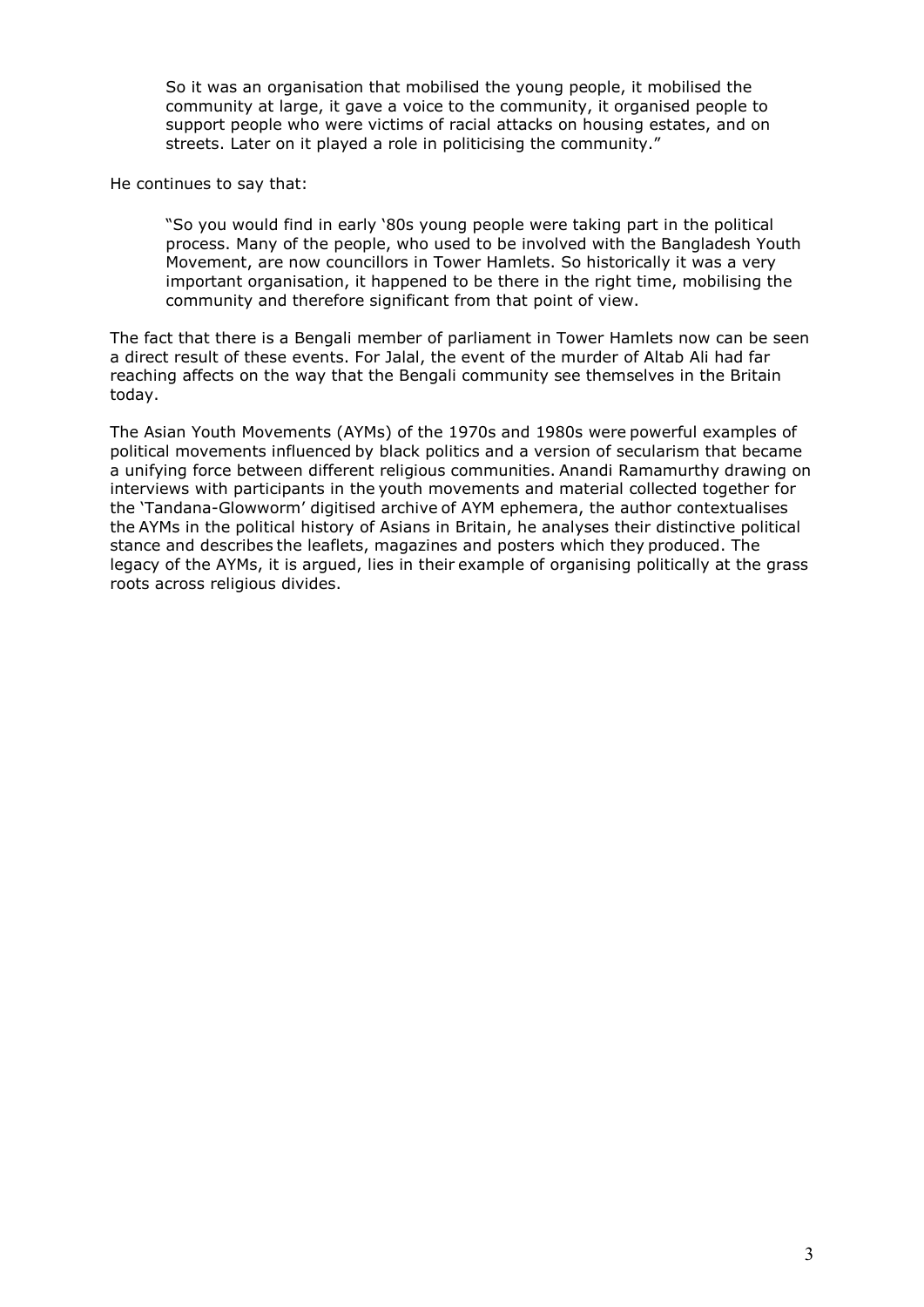> So it was an organisation that mobilised the young people, it mobilised the community at large, it gave a voice to the community, it organised people to support people who were victims of racial attacks on housing estates, and on streets. Later on it played a role in politicising the community."

He continues to say that:

> "So you would find in early '80s young people were taking part in the political process. Many of the people, who used to be involved with the Bangladesh Youth Movement, are now councillors in Tower Hamlets. So historically it was a very important organisation, it happened to be there in the right time, mobilising the community and therefore significant from that point of view.

The fact that there is a Bengali member of parliament in Tower Hamlets now can be seen a direct result of these events. For Jalal, the event of the murder of Altab Ali had far reaching affects on the way that the Bengali community see themselves in the Britain today.

The Asian Youth Movements (AYMs) of the 1970s and 1980s were powerful examples of political movements influenced by black politics and a version of secularism that became a unifying force between different religious communities. Anandi Ramamurthy drawing on interviews with participants in the youth movements and material collected together for the 'Tandana-Glowworm' digitised archive of AYM ephemera, the author contextualises the AYMs in the political history of Asians in Britain, he analyses their distinctive political stance and describes the leaflets, magazines and posters which they produced. The legacy of the AYMs, it is argued, lies in their example of organising politically at the grass roots across religious divides.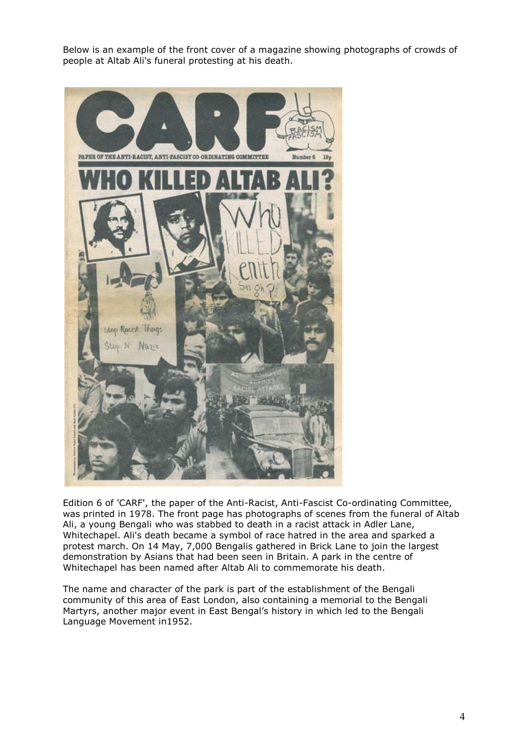Below is an example of the front cover of a magazine showing photographs of crowds of people at Altab Ali's funeral protesting at his death.

Edition 6 of 'CARF', the paper of the Anti-Racist, Anti-Fascist Co-ordinating Committee, was printed in 1978. The front page has photographs of scenes from the funeral of Altab Ali, a young Bengali who was stabbed to death in a racist attack in Adler Lane, Whitechapel. Ali's death became a symbol of race hatred in the area and sparked a protest march. On 14 May, 7,000 Bengalis gathered in Brick Lane to join the largest demonstration by Asians that had been seen in Britain. A park in the centre of Whitechapel has been named after Altab Ali to commemorate his death.

The name and character of the park is part of the establishment of the Bengali community of this area of East London, also containing a memorial to the Bengali Martyrs, another major event in East Bengal's history in which led to the Bengali Language Movement in1952.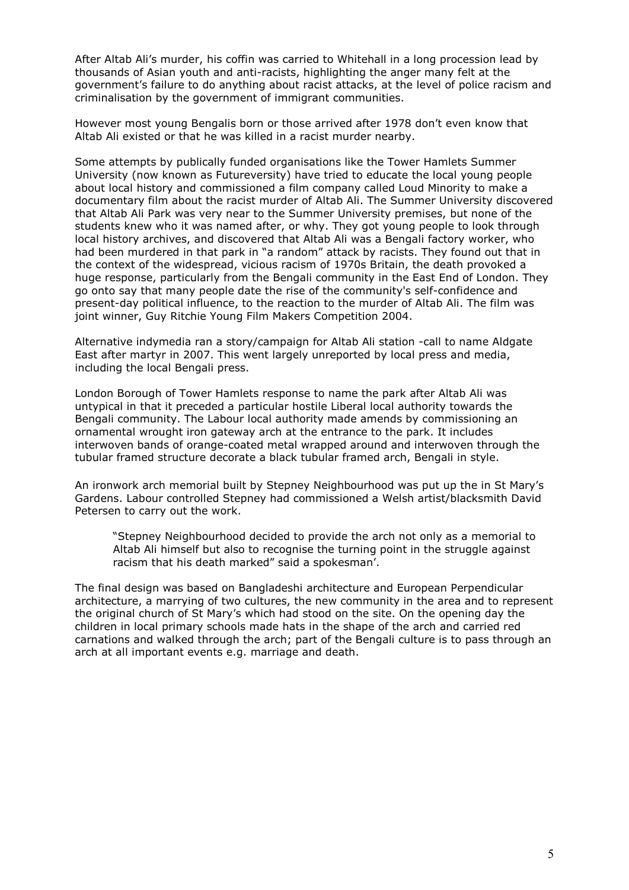After Altab Ali's murder, his coffin was carried to Whitehall in a long procession lead by thousands of Asian youth and anti-racists, highlighting the anger many felt at the government's failure to do anything about racist attacks, at the level of police racism and criminalisation by the government of immigrant communities.

However most young Bengalis born or those arrived after 1978 don't even know that Altab Ali existed or that he was killed in a racist murder nearby.

Some attempts by publically funded organisations like the Tower Hamlets Summer University (now known as Futureversity) have tried to educate the local young people about local history and commissioned a film company called Loud Minority to make a documentary film about the racist murder of Altab Ali. The Summer University discovered that Altab Ali Park was very near to the Summer University premises, but none of the students knew who it was named after, or why. They got young people to look through local history archives, and discovered that Altab Ali was a Bengali factory worker, who had been murdered in that park in "a random" attack by racists. They found out that in the context of the widespread, vicious racism of 1970s Britain, the death provoked a huge response, particularly from the Bengali community in the East End of London. They go onto say that many people date the rise of the community's self-confidence and present-day political influence, to the reaction to the murder of Altab Ali. The film was joint winner, Guy Ritchie Young Film Makers Competition 2004.

Alternative indymedia ran a story/campaign for Altab Ali station -call to name Aldgate East after martyr in 2007. This went largely unreported by local press and media, including the local Bengali press.

London Borough of Tower Hamlets response to name the park after Altab Ali was untypical in that it preceded a particular hostile Liberal local authority towards the Bengali community. The Labour local authority made amends by commissioning an ornamental wrought iron gateway arch at the entrance to the park. It includes interwoven bands of orange-coated metal wrapped around and interwoven through the tubular framed structure decorate a black tubular framed arch, Bengali in style.

An ironwork arch memorial built by Stepney Neighbourhood was put up the in St Mary's Gardens. Labour controlled Stepney had commissioned a Welsh artist/blacksmith David Petersen to carry out the work.

> "Stepney Neighbourhood decided to provide the arch not only as a memorial to Altab Ali himself but also to recognise the turning point in the struggle against racism that his death marked" said a spokesman'.

The final design was based on Bangladeshi architecture and European Perpendicular architecture, a marrying of two cultures, the new community in the area and to represent the original church of St Mary's which had stood on the site. On the opening day the children in local primary schools made hats in the shape of the arch and carried red carnations and walked through the arch; part of the Bengali culture is to pass through an arch at all important events e.g. marriage and death.